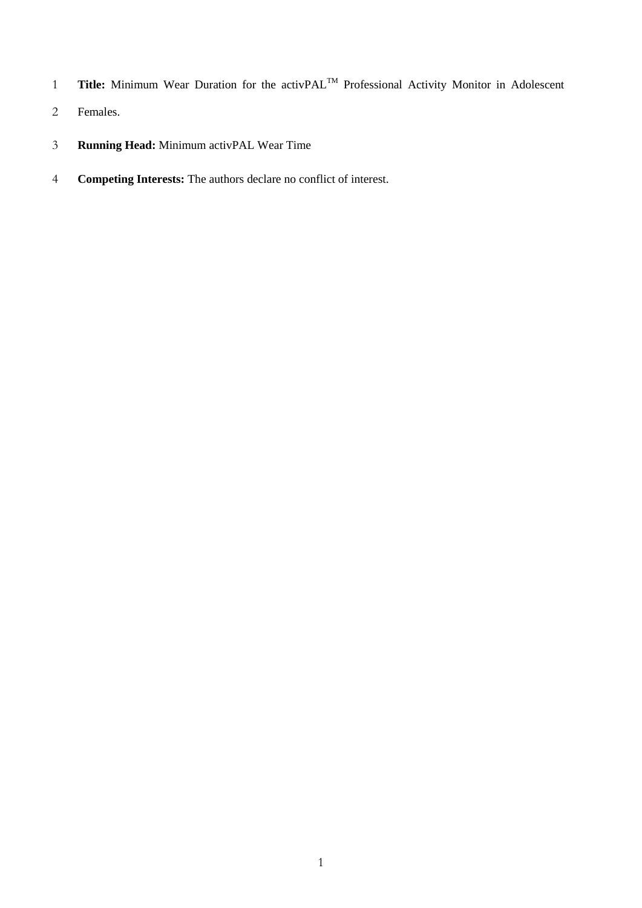**Title:** Minimum Wear Duration for the activPAL$^{TM}$ Professional Activity Monitor in Adolescent Females.

**Running Head:** Minimum activPAL Wear Time

**Competing Interests:** The authors declare no conflict of interest.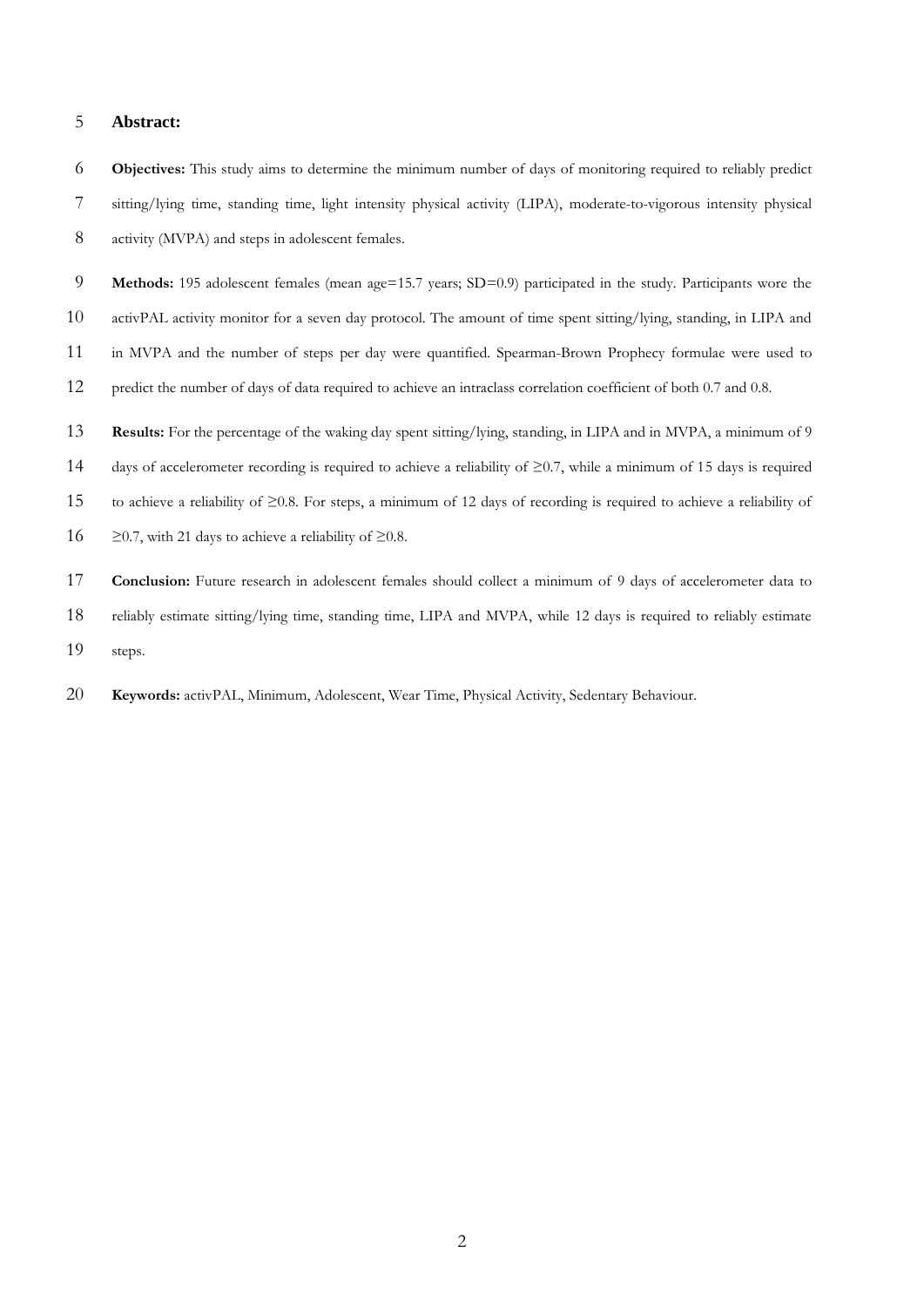**Abstract:**

**Objectives:** This study aims to determine the minimum number of days of monitoring required to reliably predict sitting/lying time, standing time, light intensity physical activity (LIPA), moderate-to-vigorous intensity physical activity (MVPA) and steps in adolescent females.

**Methods:** 195 adolescent females (mean age=15.7 years; SD=0.9) participated in the study. Participants wore the activPAL activity monitor for a seven day protocol. The amount of time spent sitting/lying, standing, in LIPA and in MVPA and the number of steps per day were quantified. Spearman-Brown Prophecy formulae were used to predict the number of days of data required to achieve an intraclass correlation coefficient of both 0.7 and 0.8.

**Results:** For the percentage of the waking day spent sitting/lying, standing, in LIPA and in MVPA, a minimum of 9 days of accelerometer recording is required to achieve a reliability of $\geq$0.7, while a minimum of 15 days is required to achieve a reliability of $\geq$0.8. For steps, a minimum of 12 days of recording is required to achieve a reliability of $\geq$0.7, with 21 days to achieve a reliability of $\geq$0.8.

**Conclusion:** Future research in adolescent females should collect a minimum of 9 days of accelerometer data to reliably estimate sitting/lying time, standing time, LIPA and MVPA, while 12 days is required to reliably estimate steps.

**Keywords:** activPAL, Minimum, Adolescent, Wear Time, Physical Activity, Sedentary Behaviour.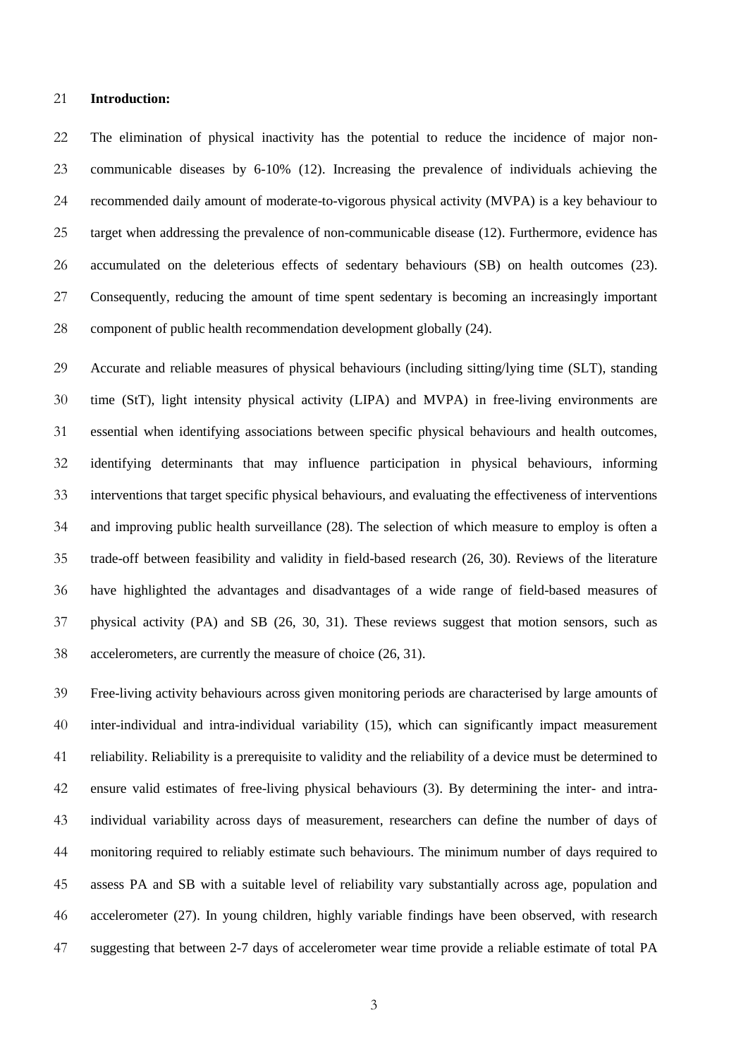**Introduction:**

The elimination of physical inactivity has the potential to reduce the incidence of major non-communicable diseases by 6-10% (12). Increasing the prevalence of individuals achieving the recommended daily amount of moderate-to-vigorous physical activity (MVPA) is a key behaviour to target when addressing the prevalence of non-communicable disease (12). Furthermore, evidence has accumulated on the deleterious effects of sedentary behaviours (SB) on health outcomes (23). Consequently, reducing the amount of time spent sedentary is becoming an increasingly important component of public health recommendation development globally (24).

Accurate and reliable measures of physical behaviours (including sitting/lying time (SLT), standing time (StT), light intensity physical activity (LIPA) and MVPA) in free-living environments are essential when identifying associations between specific physical behaviours and health outcomes, identifying determinants that may influence participation in physical behaviours, informing interventions that target specific physical behaviours, and evaluating the effectiveness of interventions and improving public health surveillance (28). The selection of which measure to employ is often a trade-off between feasibility and validity in field-based research (26, 30). Reviews of the literature have highlighted the advantages and disadvantages of a wide range of field-based measures of physical activity (PA) and SB (26, 30, 31). These reviews suggest that motion sensors, such as accelerometers, are currently the measure of choice (26, 31).

Free-living activity behaviours across given monitoring periods are characterised by large amounts of inter-individual and intra-individual variability (15), which can significantly impact measurement reliability. Reliability is a prerequisite to validity and the reliability of a device must be determined to ensure valid estimates of free-living physical behaviours (3). By determining the inter- and intra-individual variability across days of measurement, researchers can define the number of days of monitoring required to reliably estimate such behaviours. The minimum number of days required to assess PA and SB with a suitable level of reliability vary substantially across age, population and accelerometer (27). In young children, highly variable findings have been observed, with research suggesting that between 2-7 days of accelerometer wear time provide a reliable estimate of total PA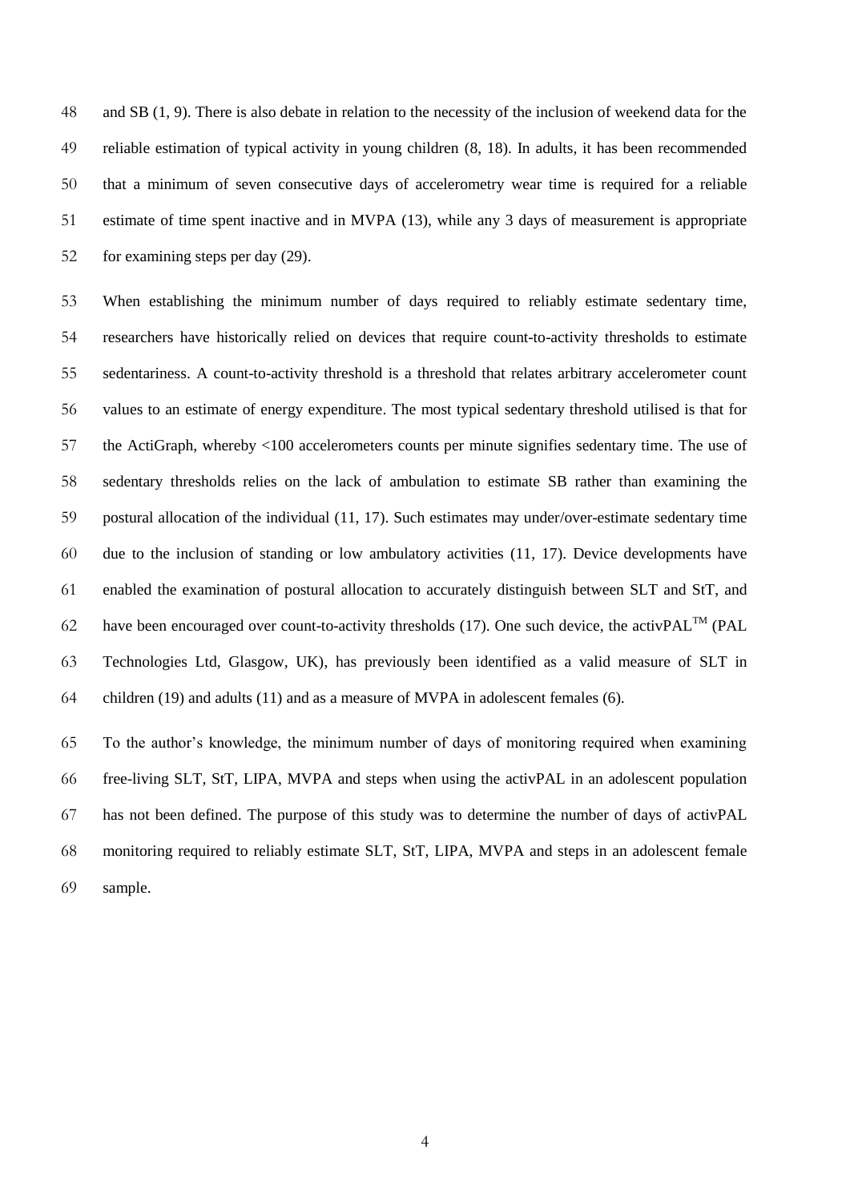and SB (1, 9). There is also debate in relation to the necessity of the inclusion of weekend data for the reliable estimation of typical activity in young children (8, 18). In adults, it has been recommended that a minimum of seven consecutive days of accelerometry wear time is required for a reliable estimate of time spent inactive and in MVPA (13), while any 3 days of measurement is appropriate for examining steps per day (29).

When establishing the minimum number of days required to reliably estimate sedentary time, researchers have historically relied on devices that require count-to-activity thresholds to estimate sedentariness. A count-to-activity threshold is a threshold that relates arbitrary accelerometer count values to an estimate of energy expenditure. The most typical sedentary threshold utilised is that for the ActiGraph, whereby <100 accelerometers counts per minute signifies sedentary time. The use of sedentary thresholds relies on the lack of ambulation to estimate SB rather than examining the postural allocation of the individual (11, 17). Such estimates may under/over-estimate sedentary time due to the inclusion of standing or low ambulatory activities (11, 17). Device developments have enabled the examination of postural allocation to accurately distinguish between SLT and StT, and have been encouraged over count-to-activity thresholds (17). One such device, the activPAL™ (PAL Technologies Ltd, Glasgow, UK), has previously been identified as a valid measure of SLT in children (19) and adults (11) and as a measure of MVPA in adolescent females (6).

To the author's knowledge, the minimum number of days of monitoring required when examining free-living SLT, StT, LIPA, MVPA and steps when using the activPAL in an adolescent population has not been defined. The purpose of this study was to determine the number of days of activPAL monitoring required to reliably estimate SLT, StT, LIPA, MVPA and steps in an adolescent female sample.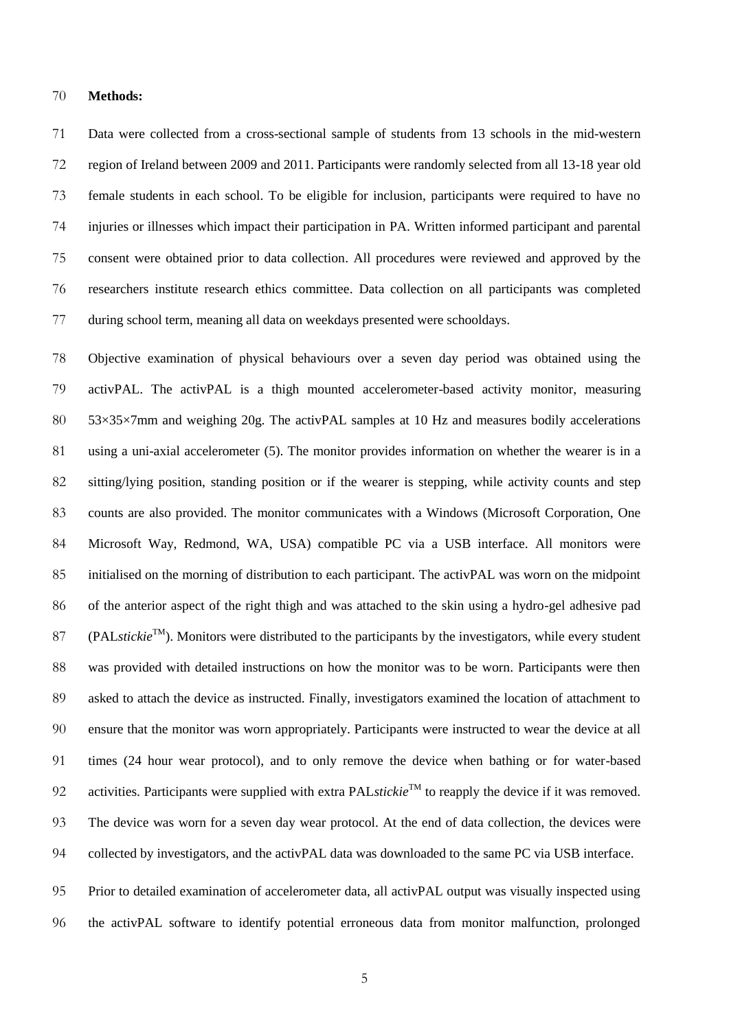**Methods:**

Data were collected from a cross-sectional sample of students from 13 schools in the mid-western region of Ireland between 2009 and 2011. Participants were randomly selected from all 13-18 year old female students in each school. To be eligible for inclusion, participants were required to have no injuries or illnesses which impact their participation in PA. Written informed participant and parental consent were obtained prior to data collection. All procedures were reviewed and approved by the researchers institute research ethics committee. Data collection on all participants was completed during school term, meaning all data on weekdays presented were schooldays.

Objective examination of physical behaviours over a seven day period was obtained using the activPAL. The activPAL is a thigh mounted accelerometer-based activity monitor, measuring 53×35×7mm and weighing 20g. The activPAL samples at 10 Hz and measures bodily accelerations using a uni-axial accelerometer (5). The monitor provides information on whether the wearer is in a sitting/lying position, standing position or if the wearer is stepping, while activity counts and step counts are also provided. The monitor communicates with a Windows (Microsoft Corporation, One Microsoft Way, Redmond, WA, USA) compatible PC via a USB interface. All monitors were initialised on the morning of distribution to each participant. The activPAL was worn on the midpoint of the anterior aspect of the right thigh and was attached to the skin using a hydro-gel adhesive pad (PAL*stickie*™). Monitors were distributed to the participants by the investigators, while every student was provided with detailed instructions on how the monitor was to be worn. Participants were then asked to attach the device as instructed. Finally, investigators examined the location of attachment to ensure that the monitor was worn appropriately. Participants were instructed to wear the device at all times (24 hour wear protocol), and to only remove the device when bathing or for water-based activities. Participants were supplied with extra PAL*stickie*™ to reapply the device if it was removed. The device was worn for a seven day wear protocol. At the end of data collection, the devices were collected by investigators, and the activPAL data was downloaded to the same PC via USB interface.

Prior to detailed examination of accelerometer data, all activPAL output was visually inspected using the activPAL software to identify potential erroneous data from monitor malfunction, prolonged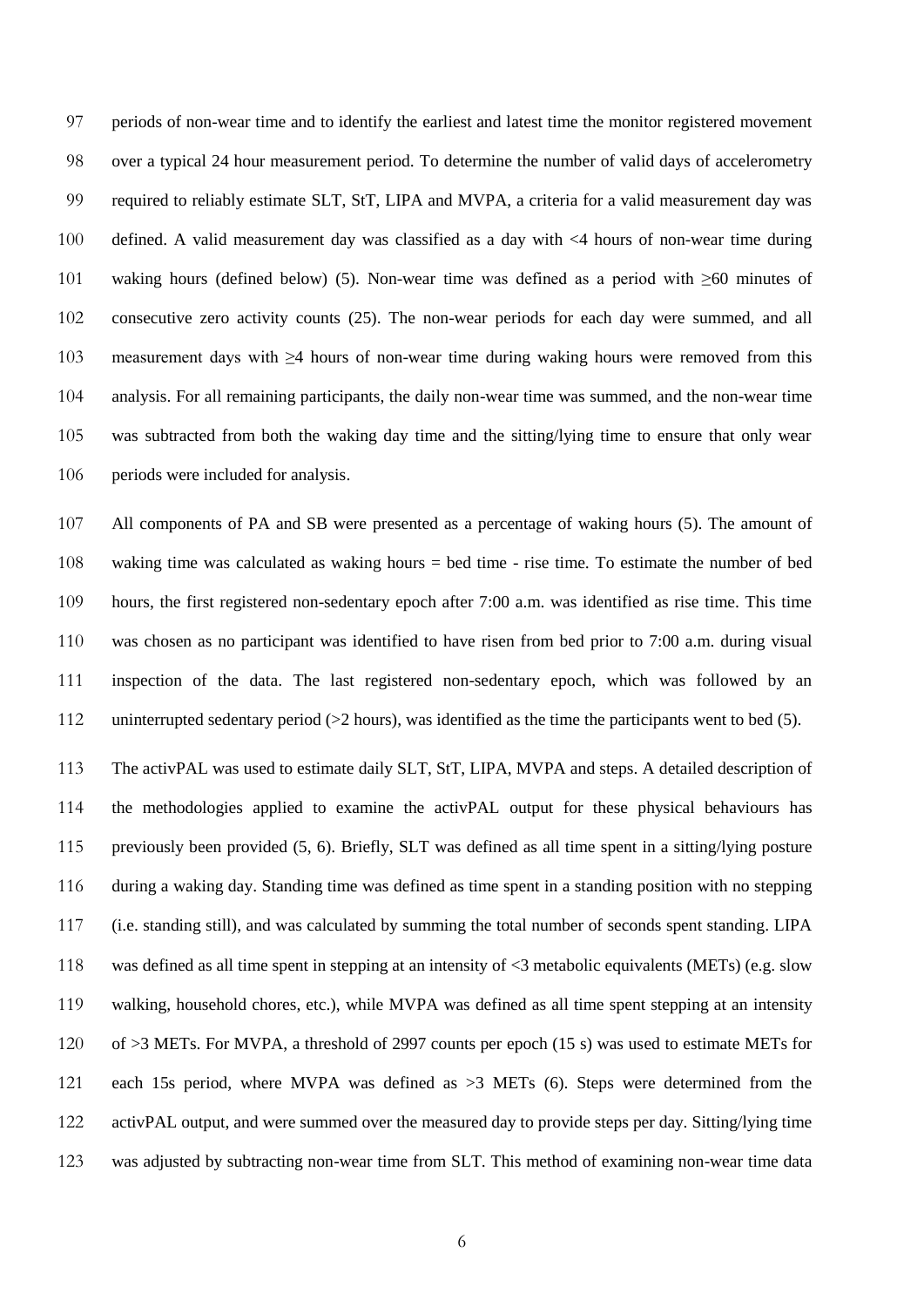periods of non-wear time and to identify the earliest and latest time the monitor registered movement over a typical 24 hour measurement period. To determine the number of valid days of accelerometry required to reliably estimate SLT, StT, LIPA and MVPA, a criteria for a valid measurement day was defined. A valid measurement day was classified as a day with <4 hours of non-wear time during waking hours (defined below) (5). Non-wear time was defined as a period with ≥60 minutes of consecutive zero activity counts (25). The non-wear periods for each day were summed, and all measurement days with ≥4 hours of non-wear time during waking hours were removed from this analysis. For all remaining participants, the daily non-wear time was summed, and the non-wear time was subtracted from both the waking day time and the sitting/lying time to ensure that only wear periods were included for analysis.

All components of PA and SB were presented as a percentage of waking hours (5). The amount of waking time was calculated as waking hours = bed time - rise time. To estimate the number of bed hours, the first registered non-sedentary epoch after 7:00 a.m. was identified as rise time. This time was chosen as no participant was identified to have risen from bed prior to 7:00 a.m. during visual inspection of the data. The last registered non-sedentary epoch, which was followed by an uninterrupted sedentary period (>2 hours), was identified as the time the participants went to bed (5).

The activPAL was used to estimate daily SLT, StT, LIPA, MVPA and steps. A detailed description of the methodologies applied to examine the activPAL output for these physical behaviours has previously been provided (5, 6). Briefly, SLT was defined as all time spent in a sitting/lying posture during a waking day. Standing time was defined as time spent in a standing position with no stepping (i.e. standing still), and was calculated by summing the total number of seconds spent standing. LIPA was defined as all time spent in stepping at an intensity of <3 metabolic equivalents (METs) (e.g. slow walking, household chores, etc.), while MVPA was defined as all time spent stepping at an intensity of >3 METs. For MVPA, a threshold of 2997 counts per epoch (15 s) was used to estimate METs for each 15s period, where MVPA was defined as >3 METs (6). Steps were determined from the activPAL output, and were summed over the measured day to provide steps per day. Sitting/lying time was adjusted by subtracting non-wear time from SLT. This method of examining non-wear time data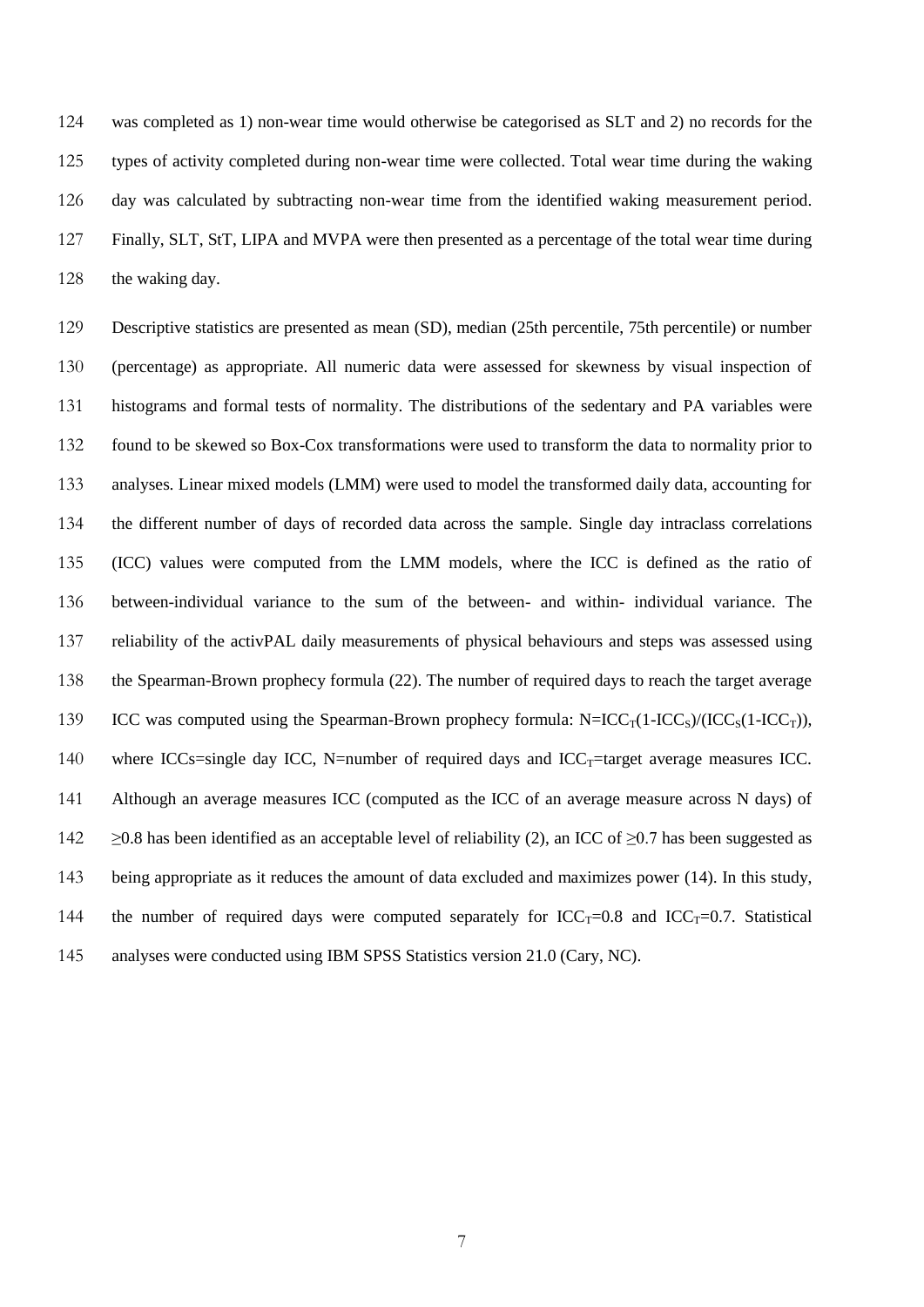was completed as 1) non-wear time would otherwise be categorised as SLT and 2) no records for the types of activity completed during non-wear time were collected. Total wear time during the waking day was calculated by subtracting non-wear time from the identified waking measurement period. Finally, SLT, StT, LIPA and MVPA were then presented as a percentage of the total wear time during the waking day.

Descriptive statistics are presented as mean (SD), median (25th percentile, 75th percentile) or number (percentage) as appropriate. All numeric data were assessed for skewness by visual inspection of histograms and formal tests of normality. The distributions of the sedentary and PA variables were found to be skewed so Box-Cox transformations were used to transform the data to normality prior to analyses. Linear mixed models (LMM) were used to model the transformed daily data, accounting for the different number of days of recorded data across the sample. Single day intraclass correlations (ICC) values were computed from the LMM models, where the ICC is defined as the ratio of between-individual variance to the sum of the between- and within- individual variance. The reliability of the activPAL daily measurements of physical behaviours and steps was assessed using the Spearman-Brown prophecy formula (22). The number of required days to reach the target average ICC was computed using the Spearman-Brown prophecy formula: $N=ICC_T(1-ICC_S)/(ICC_S(1-ICC_T))$, where ICCs=single day ICC, N=number of required days and $ICC_T$=target average measures ICC. Although an average measures ICC (computed as the ICC of an average measure across N days) of $\geq$0.8 has been identified as an acceptable level of reliability (2), an ICC of $\geq$0.7 has been suggested as being appropriate as it reduces the amount of data excluded and maximizes power (14). In this study, the number of required days were computed separately for $ICC_T=0.8$ and $ICC_T=0.7$. Statistical analyses were conducted using IBM SPSS Statistics version 21.0 (Cary, NC).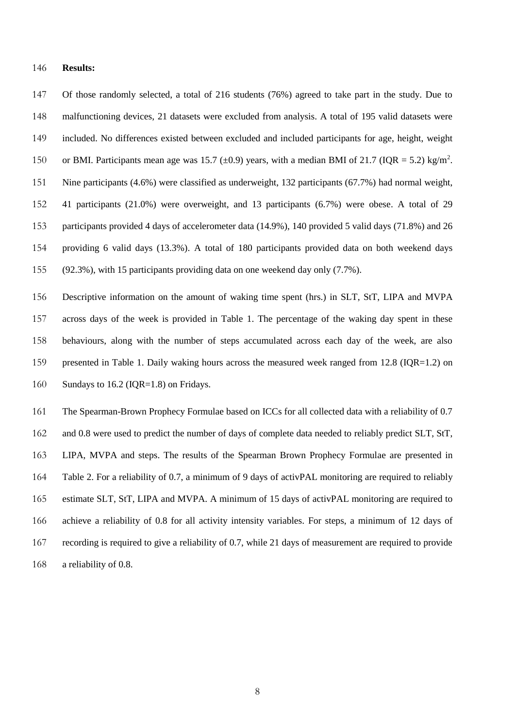**Results:**

Of those randomly selected, a total of 216 students (76%) agreed to take part in the study. Due to malfunctioning devices, 21 datasets were excluded from analysis. A total of 195 valid datasets were included. No differences existed between excluded and included participants for age, height, weight or BMI. Participants mean age was 15.7 (±0.9) years, with a median BMI of 21.7 (IQR = 5.2) kg/m$^2$. Nine participants (4.6%) were classified as underweight, 132 participants (67.7%) had normal weight, 41 participants (21.0%) were overweight, and 13 participants (6.7%) were obese. A total of 29 participants provided 4 days of accelerometer data (14.9%), 140 provided 5 valid days (71.8%) and 26 providing 6 valid days (13.3%). A total of 180 participants provided data on both weekend days (92.3%), with 15 participants providing data on one weekend day only (7.7%).

Descriptive information on the amount of waking time spent (hrs.) in SLT, StT, LIPA and MVPA across days of the week is provided in Table 1. The percentage of the waking day spent in these behaviours, along with the number of steps accumulated across each day of the week, are also presented in Table 1. Daily waking hours across the measured week ranged from 12.8 (IQR=1.2) on Sundays to 16.2 (IQR=1.8) on Fridays.

The Spearman-Brown Prophecy Formulae based on ICCs for all collected data with a reliability of 0.7 and 0.8 were used to predict the number of days of complete data needed to reliably predict SLT, StT, LIPA, MVPA and steps. The results of the Spearman Brown Prophecy Formulae are presented in Table 2. For a reliability of 0.7, a minimum of 9 days of activPAL monitoring are required to reliably estimate SLT, StT, LIPA and MVPA. A minimum of 15 days of activPAL monitoring are required to achieve a reliability of 0.8 for all activity intensity variables. For steps, a minimum of 12 days of recording is required to give a reliability of 0.7, while 21 days of measurement are required to provide a reliability of 0.8.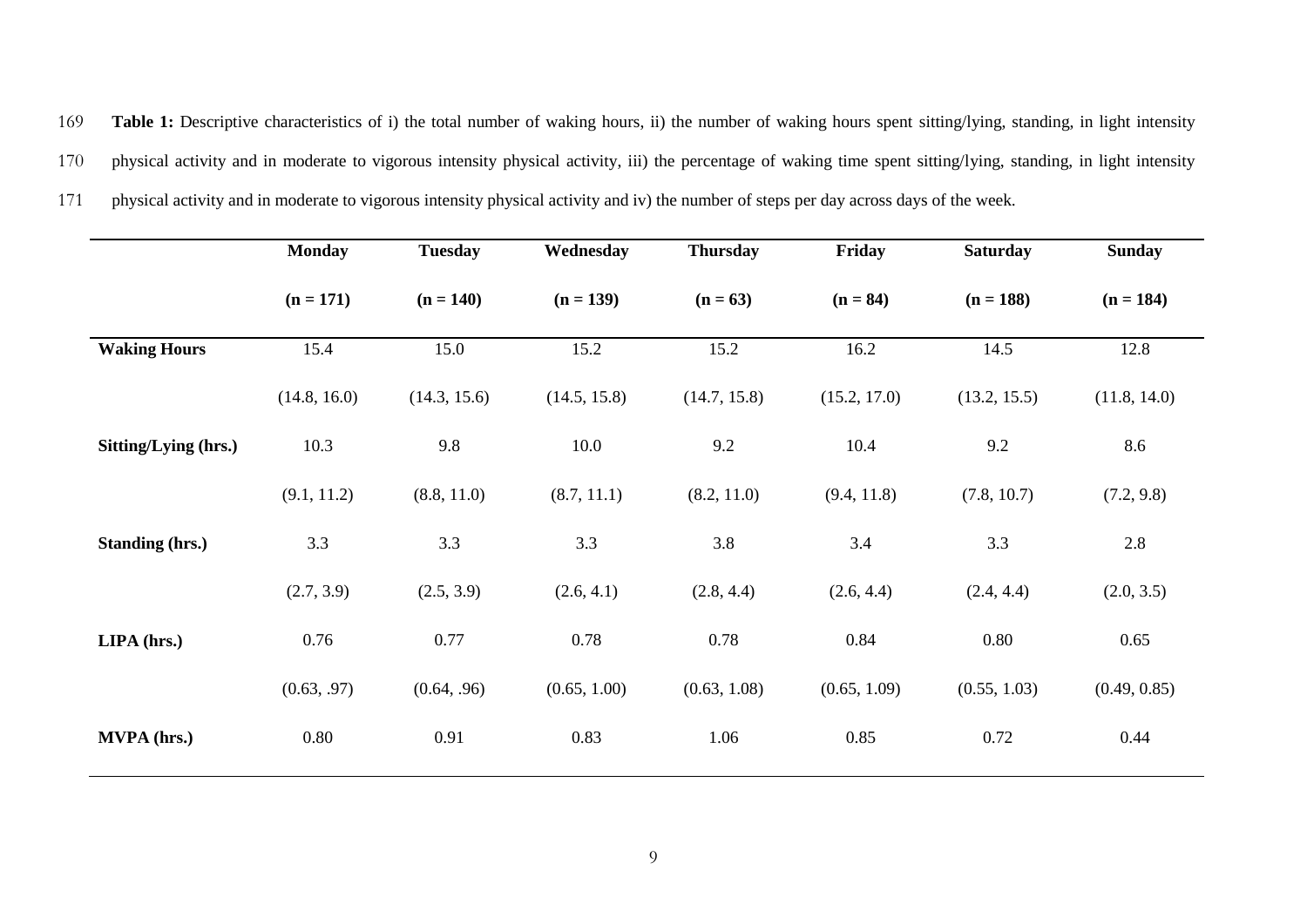**Table 1:** Descriptive characteristics of i) the total number of waking hours, ii) the number of waking hours spent sitting/lying, standing, in light intensity physical activity and in moderate to vigorous intensity physical activity, iii) the percentage of waking time spent sitting/lying, standing, in light intensity physical activity and in moderate to vigorous intensity physical activity and iv) the number of steps per day across days of the week.

| | **Monday (n = 171)** | **Tuesday (n = 140)** | **Wednesday (n = 139)** | **Thursday (n = 63)** | **Friday (n = 84)** | **Saturday (n = 188)** | **Sunday (n = 184)** |
|---|---|---|---|---|---|---|---|
| **Waking Hours** | 15.4 | 15.0 | 15.2 | 15.2 | 16.2 | 14.5 | 12.8 |
| | (14.8, 16.0) | (14.3, 15.6) | (14.5, 15.8) | (14.7, 15.8) | (15.2, 17.0) | (13.2, 15.5) | (11.8, 14.0) |
| **Sitting/Lying (hrs.)** | 10.3 | 9.8 | 10.0 | 9.2 | 10.4 | 9.2 | 8.6 |
| | (9.1, 11.2) | (8.8, 11.0) | (8.7, 11.1) | (8.2, 11.0) | (9.4, 11.8) | (7.8, 10.7) | (7.2, 9.8) |
| **Standing (hrs.)** | 3.3 | 3.3 | 3.3 | 3.8 | 3.4 | 3.3 | 2.8 |
| | (2.7, 3.9) | (2.5, 3.9) | (2.6, 4.1) | (2.8, 4.4) | (2.6, 4.4) | (2.4, 4.4) | (2.0, 3.5) |
| **LIPA (hrs.)** | 0.76 | 0.77 | 0.78 | 0.78 | 0.84 | 0.80 | 0.65 |
| | (0.63, .97) | (0.64, .96) | (0.65, 1.00) | (0.63, 1.08) | (0.65, 1.09) | (0.55, 1.03) | (0.49, 0.85) |
| **MVPA (hrs.)** | 0.80 | 0.91 | 0.83 | 1.06 | 0.85 | 0.72 | 0.44 |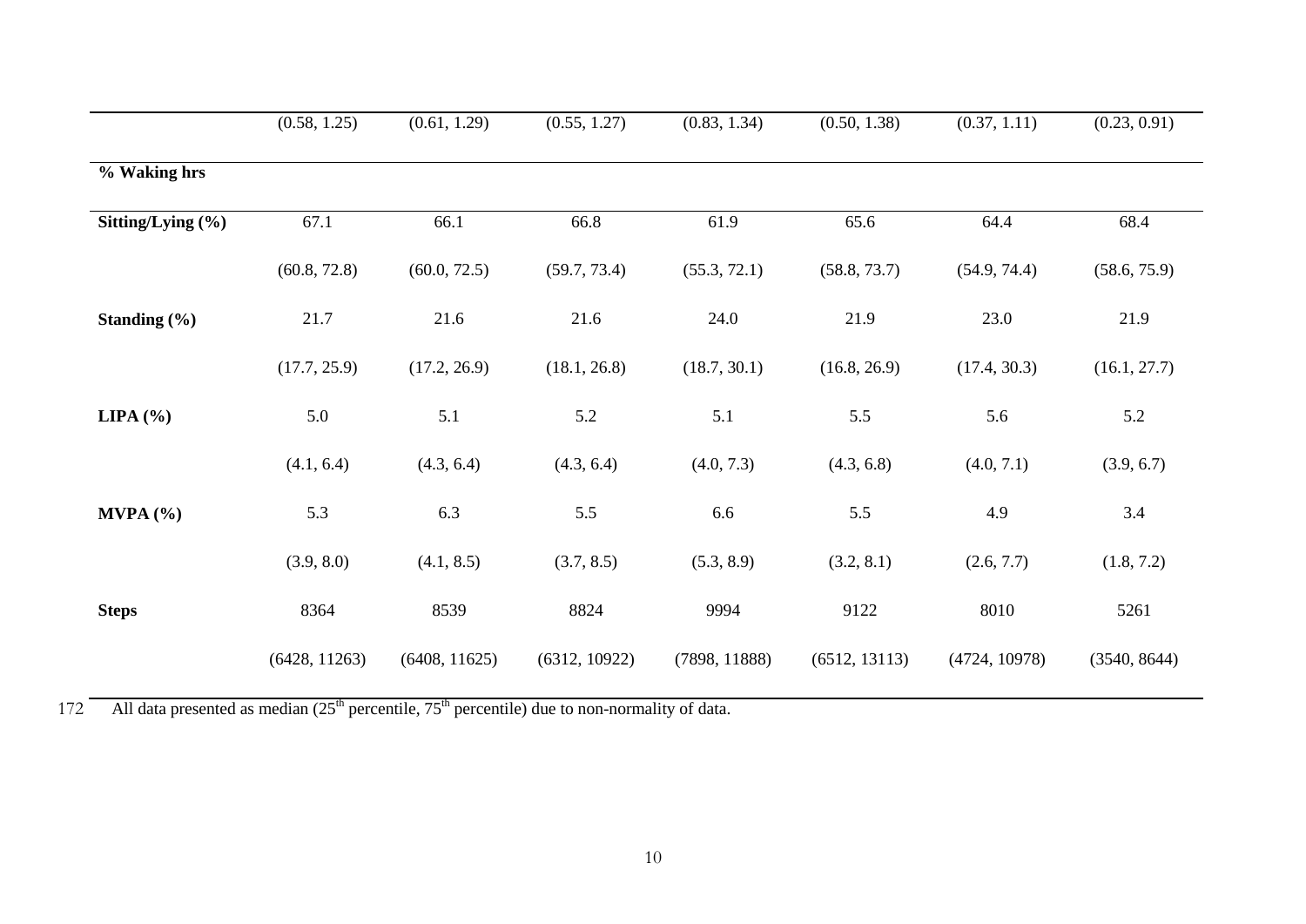| | | | | | | | |
|---|---|---|---|---|---|---|---|
| | (0.58, 1.25) | (0.61, 1.29) | (0.55, 1.27) | (0.83, 1.34) | (0.50, 1.38) | (0.37, 1.11) | (0.23, 0.91) |
| **% Waking hrs** | | | | | | | |
| **Sitting/Lying (%)** | 67.1 | 66.1 | 66.8 | 61.9 | 65.6 | 64.4 | 68.4 |
| | (60.8, 72.8) | (60.0, 72.5) | (59.7, 73.4) | (55.3, 72.1) | (58.8, 73.7) | (54.9, 74.4) | (58.6, 75.9) |
| **Standing (%)** | 21.7 | 21.6 | 21.6 | 24.0 | 21.9 | 23.0 | 21.9 |
| | (17.7, 25.9) | (17.2, 26.9) | (18.1, 26.8) | (18.7, 30.1) | (16.8, 26.9) | (17.4, 30.3) | (16.1, 27.7) |
| **LIPA (%)** | 5.0 | 5.1 | 5.2 | 5.1 | 5.5 | 5.6 | 5.2 |
| | (4.1, 6.4) | (4.3, 6.4) | (4.3, 6.4) | (4.0, 7.3) | (4.3, 6.8) | (4.0, 7.1) | (3.9, 6.7) |
| **MVPA (%)** | 5.3 | 6.3 | 5.5 | 6.6 | 5.5 | 4.9 | 3.4 |
| | (3.9, 8.0) | (4.1, 8.5) | (3.7, 8.5) | (5.3, 8.9) | (3.2, 8.1) | (2.6, 7.7) | (1.8, 7.2) |
| **Steps** | 8364 | 8539 | 8824 | 9994 | 9122 | 8010 | 5261 |
| | (6428, 11263) | (6408, 11625) | (6312, 10922) | (7898, 11888) | (6512, 13113) | (4724, 10978) | (3540, 8644) |

All data presented as median ($25^{th}$ percentile, $75^{th}$ percentile) due to non-normality of data.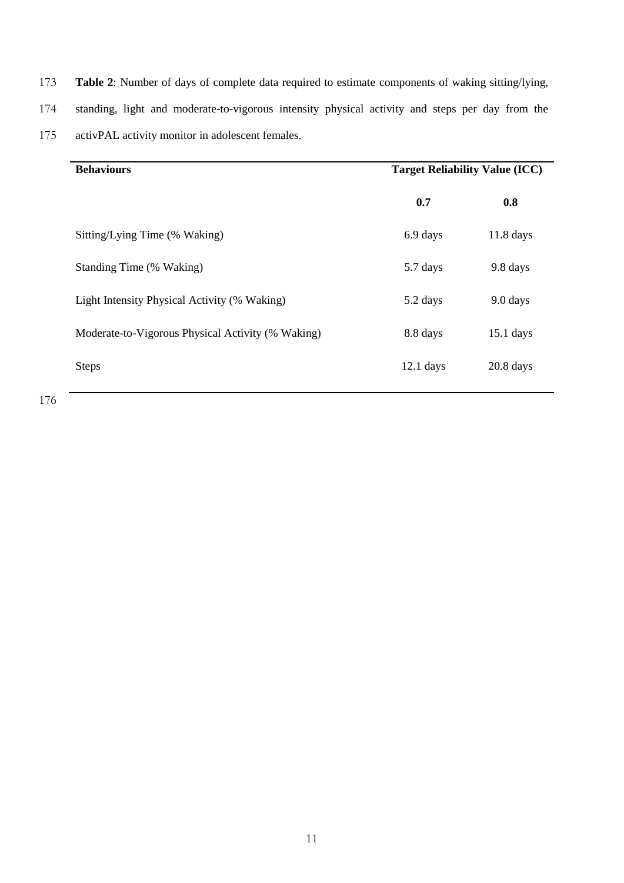**Table 2**: Number of days of complete data required to estimate components of waking sitting/lying, standing, light and moderate-to-vigorous intensity physical activity and steps per day from the activPAL activity monitor in adolescent females.

| **Behaviours** | **Target Reliability Value (ICC)** | |
|---|---|---|
| | **0.7** | **0.8** |
| Sitting/Lying Time (% Waking) | 6.9 days | 11.8 days |
| Standing Time (% Waking) | 5.7 days | 9.8 days |
| Light Intensity Physical Activity (% Waking) | 5.2 days | 9.0 days |
| Moderate-to-Vigorous Physical Activity (% Waking) | 8.8 days | 15.1 days |
| Steps | 12.1 days | 20.8 days |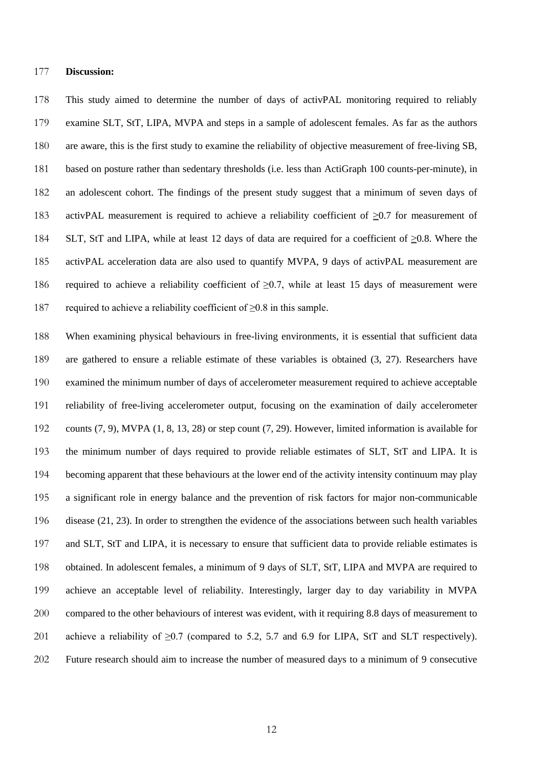**Discussion:**

This study aimed to determine the number of days of activPAL monitoring required to reliably examine SLT, StT, LIPA, MVPA and steps in a sample of adolescent females. As far as the authors are aware, this is the first study to examine the reliability of objective measurement of free-living SB, based on posture rather than sedentary thresholds (i.e. less than ActiGraph 100 counts-per-minute), in an adolescent cohort. The findings of the present study suggest that a minimum of seven days of activPAL measurement is required to achieve a reliability coefficient of $\geq$0.7 for measurement of SLT, StT and LIPA, while at least 12 days of data are required for a coefficient of $\geq$0.8. Where the activPAL acceleration data are also used to quantify MVPA, 9 days of activPAL measurement are required to achieve a reliability coefficient of $\geq$0.7, while at least 15 days of measurement were required to achieve a reliability coefficient of $\geq$0.8 in this sample.

When examining physical behaviours in free-living environments, it is essential that sufficient data are gathered to ensure a reliable estimate of these variables is obtained (3, 27). Researchers have examined the minimum number of days of accelerometer measurement required to achieve acceptable reliability of free-living accelerometer output, focusing on the examination of daily accelerometer counts (7, 9), MVPA (1, 8, 13, 28) or step count (7, 29). However, limited information is available for the minimum number of days required to provide reliable estimates of SLT, StT and LIPA. It is becoming apparent that these behaviours at the lower end of the activity intensity continuum may play a significant role in energy balance and the prevention of risk factors for major non-communicable disease (21, 23). In order to strengthen the evidence of the associations between such health variables and SLT, StT and LIPA, it is necessary to ensure that sufficient data to provide reliable estimates is obtained. In adolescent females, a minimum of 9 days of SLT, StT, LIPA and MVPA are required to achieve an acceptable level of reliability. Interestingly, larger day to day variability in MVPA compared to the other behaviours of interest was evident, with it requiring 8.8 days of measurement to achieve a reliability of $\geq$0.7 (compared to 5.2, 5.7 and 6.9 for LIPA, StT and SLT respectively). Future research should aim to increase the number of measured days to a minimum of 9 consecutive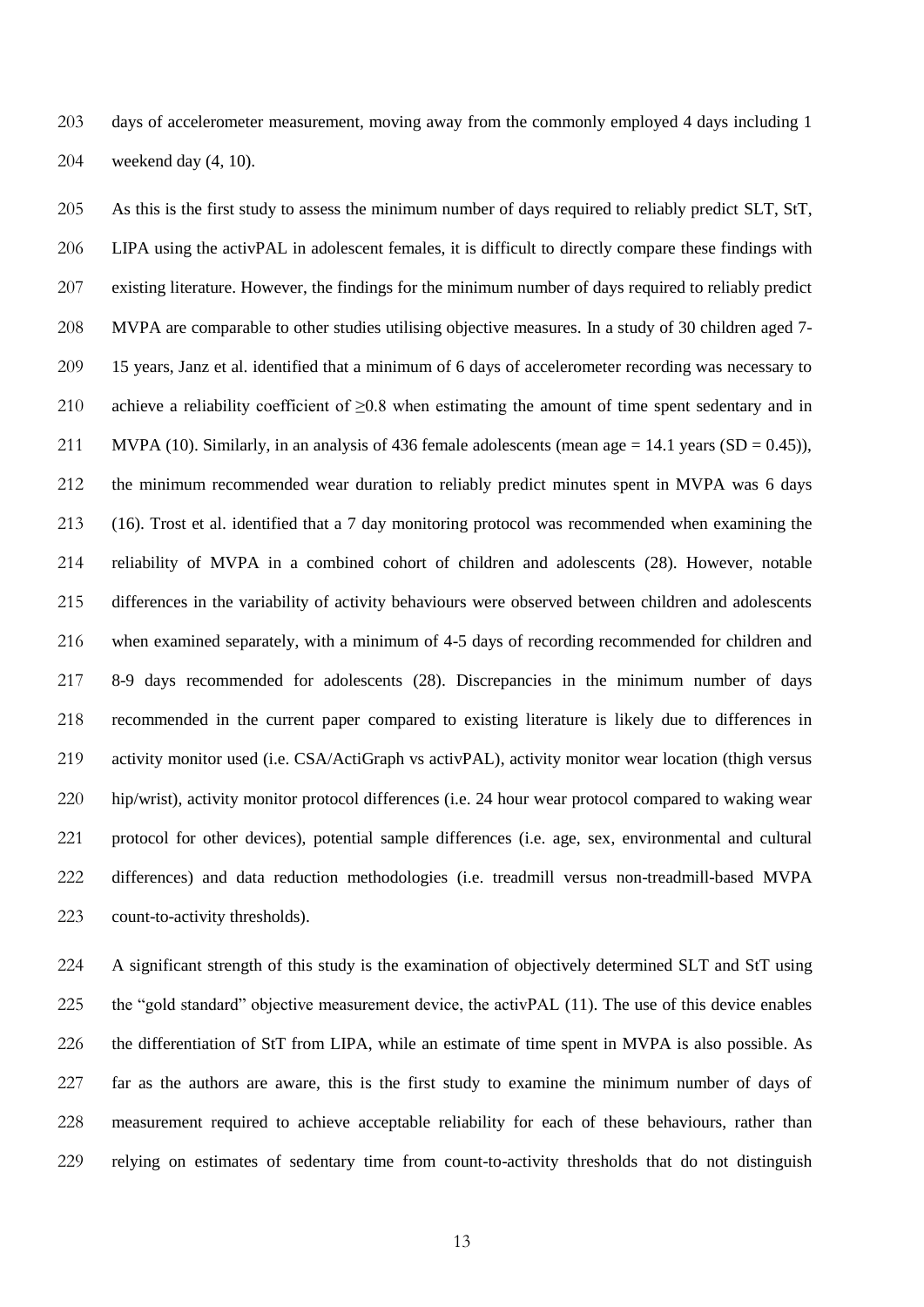days of accelerometer measurement, moving away from the commonly employed 4 days including 1 weekend day (4, 10).

As this is the first study to assess the minimum number of days required to reliably predict SLT, StT, LIPA using the activPAL in adolescent females, it is difficult to directly compare these findings with existing literature. However, the findings for the minimum number of days required to reliably predict MVPA are comparable to other studies utilising objective measures. In a study of 30 children aged 7-15 years, Janz et al. identified that a minimum of 6 days of accelerometer recording was necessary to achieve a reliability coefficient of $\geq 0.8$ when estimating the amount of time spent sedentary and in MVPA (10). Similarly, in an analysis of 436 female adolescents (mean age = 14.1 years (SD = 0.45)), the minimum recommended wear duration to reliably predict minutes spent in MVPA was 6 days (16). Trost et al. identified that a 7 day monitoring protocol was recommended when examining the reliability of MVPA in a combined cohort of children and adolescents (28). However, notable differences in the variability of activity behaviours were observed between children and adolescents when examined separately, with a minimum of 4-5 days of recording recommended for children and 8-9 days recommended for adolescents (28). Discrepancies in the minimum number of days recommended in the current paper compared to existing literature is likely due to differences in activity monitor used (i.e. CSA/ActiGraph vs activPAL), activity monitor wear location (thigh versus hip/wrist), activity monitor protocol differences (i.e. 24 hour wear protocol compared to waking wear protocol for other devices), potential sample differences (i.e. age, sex, environmental and cultural differences) and data reduction methodologies (i.e. treadmill versus non-treadmill-based MVPA count-to-activity thresholds).

A significant strength of this study is the examination of objectively determined SLT and StT using the "gold standard" objective measurement device, the activPAL (11). The use of this device enables the differentiation of StT from LIPA, while an estimate of time spent in MVPA is also possible. As far as the authors are aware, this is the first study to examine the minimum number of days of measurement required to achieve acceptable reliability for each of these behaviours, rather than relying on estimates of sedentary time from count-to-activity thresholds that do not distinguish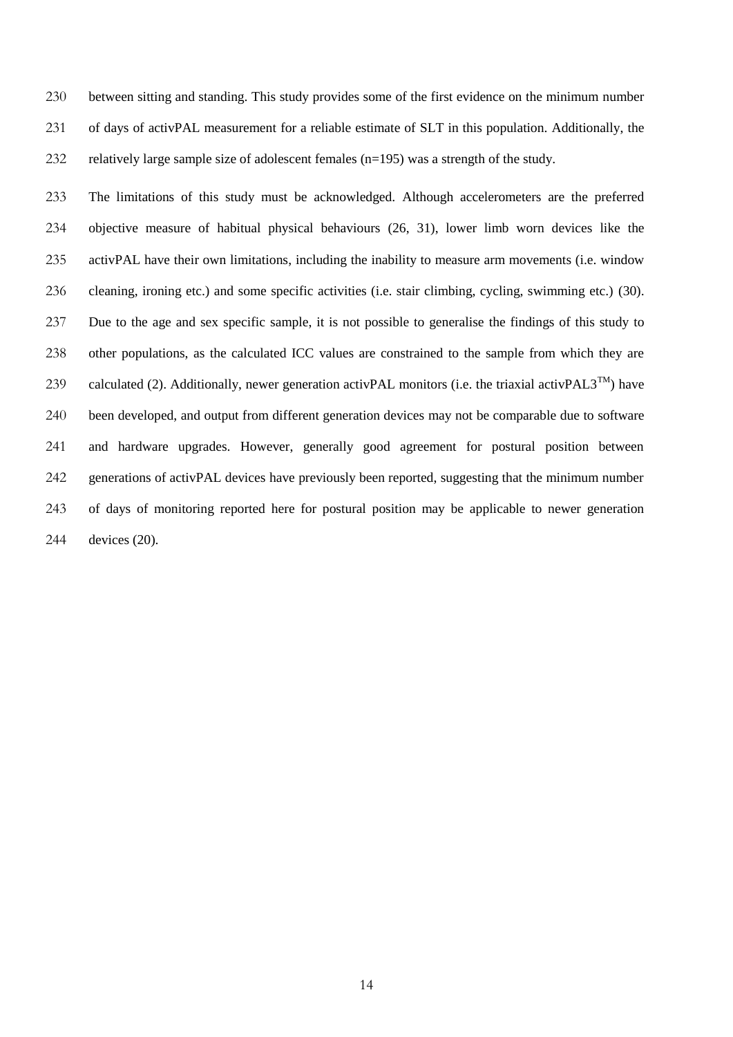between sitting and standing. This study provides some of the first evidence on the minimum number of days of activPAL measurement for a reliable estimate of SLT in this population. Additionally, the relatively large sample size of adolescent females (n=195) was a strength of the study.

The limitations of this study must be acknowledged. Although accelerometers are the preferred objective measure of habitual physical behaviours (26, 31), lower limb worn devices like the activPAL have their own limitations, including the inability to measure arm movements (i.e. window cleaning, ironing etc.) and some specific activities (i.e. stair climbing, cycling, swimming etc.) (30). Due to the age and sex specific sample, it is not possible to generalise the findings of this study to other populations, as the calculated ICC values are constrained to the sample from which they are calculated (2). Additionally, newer generation activPAL monitors (i.e. the triaxial activPAL3™) have been developed, and output from different generation devices may not be comparable due to software and hardware upgrades. However, generally good agreement for postural position between generations of activPAL devices have previously been reported, suggesting that the minimum number of days of monitoring reported here for postural position may be applicable to newer generation devices (20).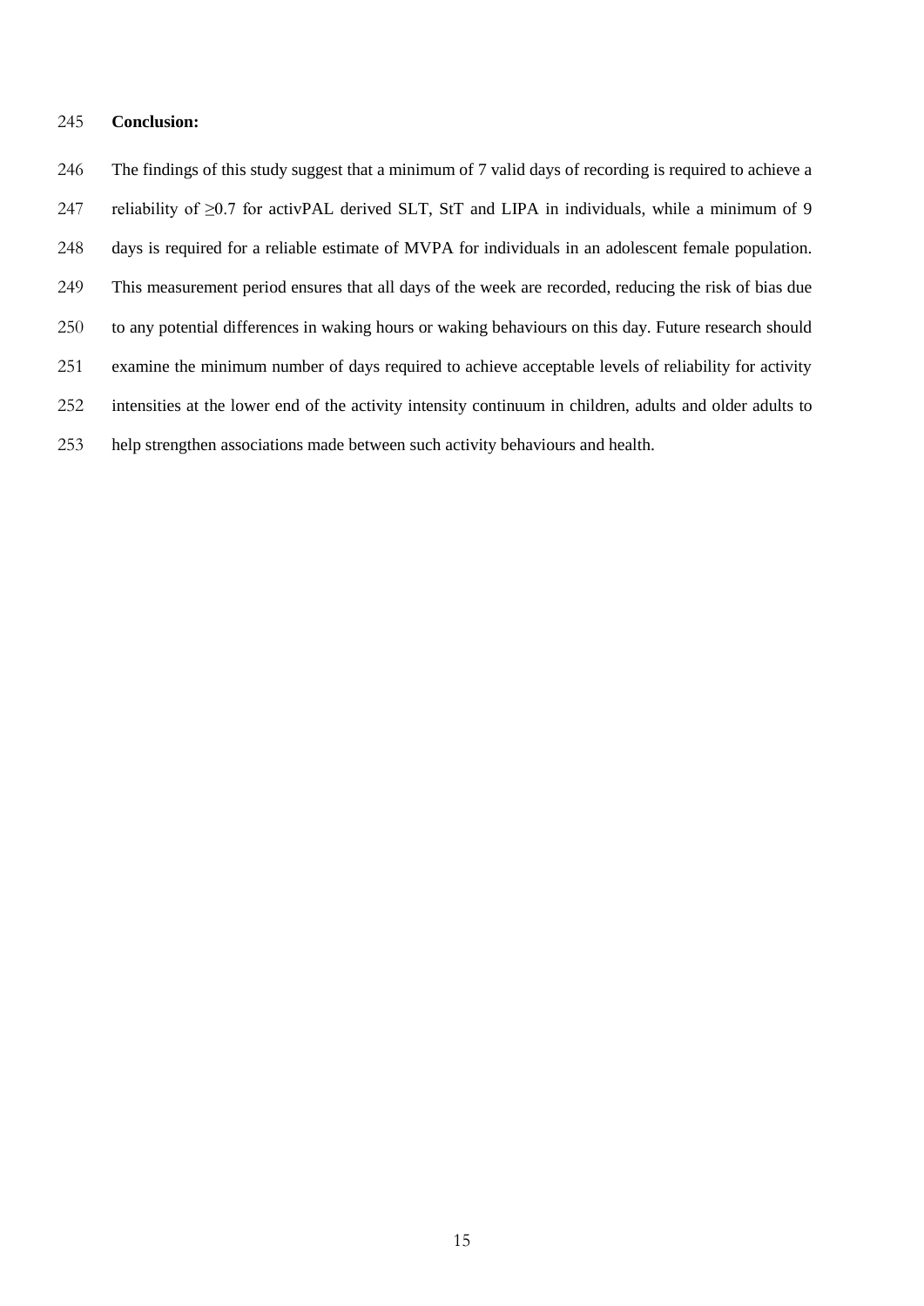**Conclusion:**

The findings of this study suggest that a minimum of 7 valid days of recording is required to achieve a reliability of $\geq$0.7 for activPAL derived SLT, StT and LIPA in individuals, while a minimum of 9 days is required for a reliable estimate of MVPA for individuals in an adolescent female population. This measurement period ensures that all days of the week are recorded, reducing the risk of bias due to any potential differences in waking hours or waking behaviours on this day. Future research should examine the minimum number of days required to achieve acceptable levels of reliability for activity intensities at the lower end of the activity intensity continuum in children, adults and older adults to help strengthen associations made between such activity behaviours and health.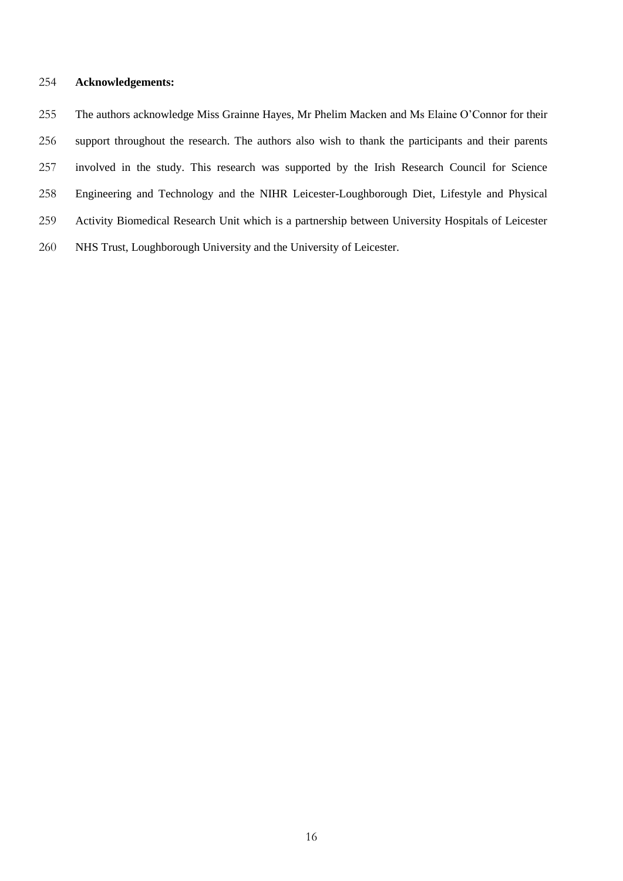**Acknowledgements:**

The authors acknowledge Miss Grainne Hayes, Mr Phelim Macken and Ms Elaine O'Connor for their support throughout the research. The authors also wish to thank the participants and their parents involved in the study. This research was supported by the Irish Research Council for Science Engineering and Technology and the NIHR Leicester-Loughborough Diet, Lifestyle and Physical Activity Biomedical Research Unit which is a partnership between University Hospitals of Leicester NHS Trust, Loughborough University and the University of Leicester.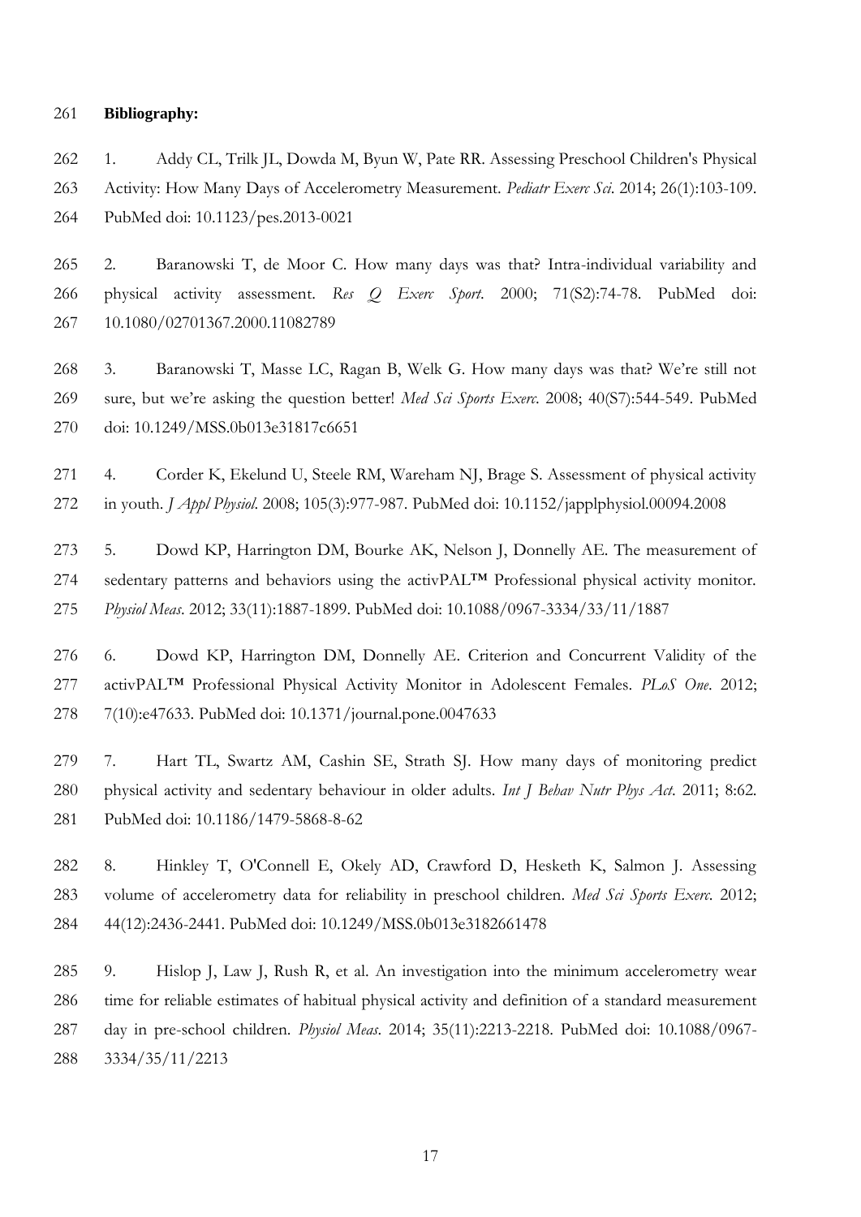**Bibliography:**

1. Addy CL, Trilk JL, Dowda M, Byun W, Pate RR. Assessing Preschool Children's Physical Activity: How Many Days of Accelerometry Measurement. *Pediatr Exerc Sci*. 2014; 26(1):103-109. PubMed doi: 10.1123/pes.2013-0021

2. Baranowski T, de Moor C. How many days was that? Intra-individual variability and physical activity assessment. *Res Q Exerc Sport*. 2000; 71(S2):74-78. PubMed doi: 10.1080/02701367.2000.11082789

3. Baranowski T, Masse LC, Ragan B, Welk G. How many days was that? We're still not sure, but we're asking the question better! *Med Sci Sports Exerc*. 2008; 40(S7):544-549. PubMed doi: 10.1249/MSS.0b013e31817c6651

4. Corder K, Ekelund U, Steele RM, Wareham NJ, Brage S. Assessment of physical activity in youth. *J Appl Physiol*. 2008; 105(3):977-987. PubMed doi: 10.1152/japplphysiol.00094.2008

5. Dowd KP, Harrington DM, Bourke AK, Nelson J, Donnelly AE. The measurement of sedentary patterns and behaviors using the activPAL™ Professional physical activity monitor. *Physiol Meas*. 2012; 33(11):1887-1899. PubMed doi: 10.1088/0967-3334/33/11/1887

6. Dowd KP, Harrington DM, Donnelly AE. Criterion and Concurrent Validity of the activPAL™ Professional Physical Activity Monitor in Adolescent Females. *PLoS One*. 2012; 7(10):e47633. PubMed doi: 10.1371/journal.pone.0047633

7. Hart TL, Swartz AM, Cashin SE, Strath SJ. How many days of monitoring predict physical activity and sedentary behaviour in older adults. *Int J Behav Nutr Phys Act*. 2011; 8:62. PubMed doi: 10.1186/1479-5868-8-62

8. Hinkley T, O'Connell E, Okely AD, Crawford D, Hesketh K, Salmon J. Assessing volume of accelerometry data for reliability in preschool children. *Med Sci Sports Exerc*. 2012; 44(12):2436-2441. PubMed doi: 10.1249/MSS.0b013e3182661478

9. Hislop J, Law J, Rush R, et al. An investigation into the minimum accelerometry wear time for reliable estimates of habitual physical activity and definition of a standard measurement day in pre-school children. *Physiol Meas*. 2014; 35(11):2213-2218. PubMed doi: 10.1088/0967-3334/35/11/2213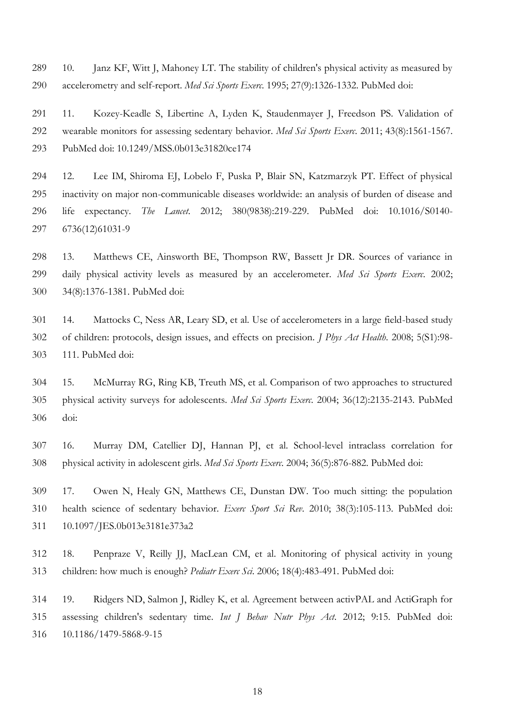10. Janz KF, Witt J, Mahoney LT. The stability of children's physical activity as measured by accelerometry and self-report. *Med Sci Sports Exerc*. 1995; 27(9):1326-1332. PubMed doi:

11. Kozey-Keadle S, Libertine A, Lyden K, Staudenmayer J, Freedson PS. Validation of wearable monitors for assessing sedentary behavior. *Med Sci Sports Exerc*. 2011; 43(8):1561-1567. PubMed doi: 10.1249/MSS.0b013e31820ce174

12. Lee IM, Shiroma EJ, Lobelo F, Puska P, Blair SN, Katzmarzyk PT. Effect of physical inactivity on major non-communicable diseases worldwide: an analysis of burden of disease and life expectancy. *The Lancet*. 2012; 380(9838):219-229. PubMed doi: 10.1016/S0140-6736(12)61031-9

13. Matthews CE, Ainsworth BE, Thompson RW, Bassett Jr DR. Sources of variance in daily physical activity levels as measured by an accelerometer. *Med Sci Sports Exerc*. 2002; 34(8):1376-1381. PubMed doi:

14. Mattocks C, Ness AR, Leary SD, et al. Use of accelerometers in a large field-based study of children: protocols, design issues, and effects on precision. *J Phys Act Health*. 2008; 5(S1):98-111. PubMed doi:

15. McMurray RG, Ring KB, Treuth MS, et al. Comparison of two approaches to structured physical activity surveys for adolescents. *Med Sci Sports Exerc*. 2004; 36(12):2135-2143. PubMed doi:

16. Murray DM, Catellier DJ, Hannan PJ, et al. School-level intraclass correlation for physical activity in adolescent girls. *Med Sci Sports Exerc*. 2004; 36(5):876-882. PubMed doi:

17. Owen N, Healy GN, Matthews CE, Dunstan DW. Too much sitting: the population health science of sedentary behavior. *Exerc Sport Sci Rev*. 2010; 38(3):105-113. PubMed doi: 10.1097/JES.0b013e3181e373a2

18. Penpraze V, Reilly JJ, MacLean CM, et al. Monitoring of physical activity in young children: how much is enough? *Pediatr Exerc Sci*. 2006; 18(4):483-491. PubMed doi:

19. Ridgers ND, Salmon J, Ridley K, et al. Agreement between activPAL and ActiGraph for assessing children's sedentary time. *Int J Behav Nutr Phys Act*. 2012; 9:15. PubMed doi: 10.1186/1479-5868-9-15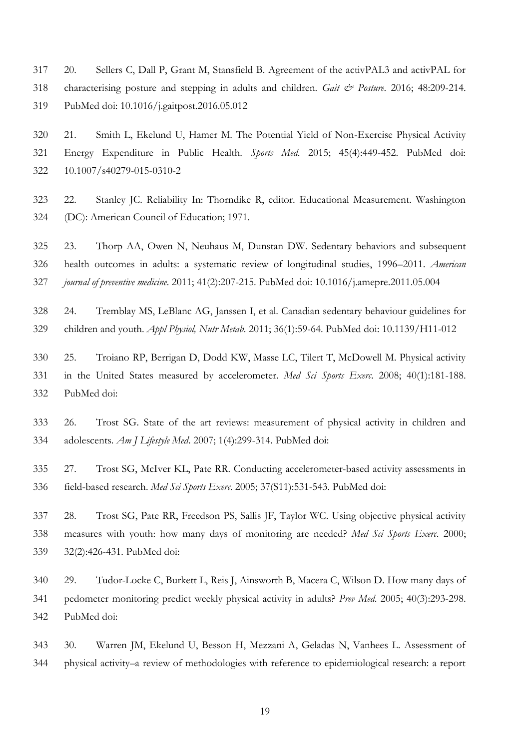20. Sellers C, Dall P, Grant M, Stansfield B. Agreement of the activPAL3 and activPAL for characterising posture and stepping in adults and children. *Gait & Posture*. 2016; 48:209-214. PubMed doi: 10.1016/j.gaitpost.2016.05.012

21. Smith L, Ekelund U, Hamer M. The Potential Yield of Non-Exercise Physical Activity Energy Expenditure in Public Health. *Sports Med*. 2015; 45(4):449-452. PubMed doi: 10.1007/s40279-015-0310-2

22. Stanley JC. Reliability In: Thorndike R, editor. Educational Measurement. Washington (DC): American Council of Education; 1971.

23. Thorp AA, Owen N, Neuhaus M, Dunstan DW. Sedentary behaviors and subsequent health outcomes in adults: a systematic review of longitudinal studies, 1996–2011. *American journal of preventive medicine*. 2011; 41(2):207-215. PubMed doi: 10.1016/j.amepre.2011.05.004

24. Tremblay MS, LeBlanc AG, Janssen I, et al. Canadian sedentary behaviour guidelines for children and youth. *Appl Physiol, Nutr Metab*. 2011; 36(1):59-64. PubMed doi: 10.1139/H11-012

25. Troiano RP, Berrigan D, Dodd KW, Masse LC, Tilert T, McDowell M. Physical activity in the United States measured by accelerometer. *Med Sci Sports Exerc*. 2008; 40(1):181-188. PubMed doi:

26. Trost SG. State of the art reviews: measurement of physical activity in children and adolescents. *Am J Lifestyle Med*. 2007; 1(4):299-314. PubMed doi:

27. Trost SG, McIver KL, Pate RR. Conducting accelerometer-based activity assessments in field-based research. *Med Sci Sports Exerc*. 2005; 37(S11):531-543. PubMed doi:

28. Trost SG, Pate RR, Freedson PS, Sallis JF, Taylor WC. Using objective physical activity measures with youth: how many days of monitoring are needed? *Med Sci Sports Exerc*. 2000; 32(2):426-431. PubMed doi:

29. Tudor-Locke C, Burkett L, Reis J, Ainsworth B, Macera C, Wilson D. How many days of pedometer monitoring predict weekly physical activity in adults? *Prev Med*. 2005; 40(3):293-298. PubMed doi:

30. Warren JM, Ekelund U, Besson H, Mezzani A, Geladas N, Vanhees L. Assessment of physical activity–a review of methodologies with reference to epidemiological research: a report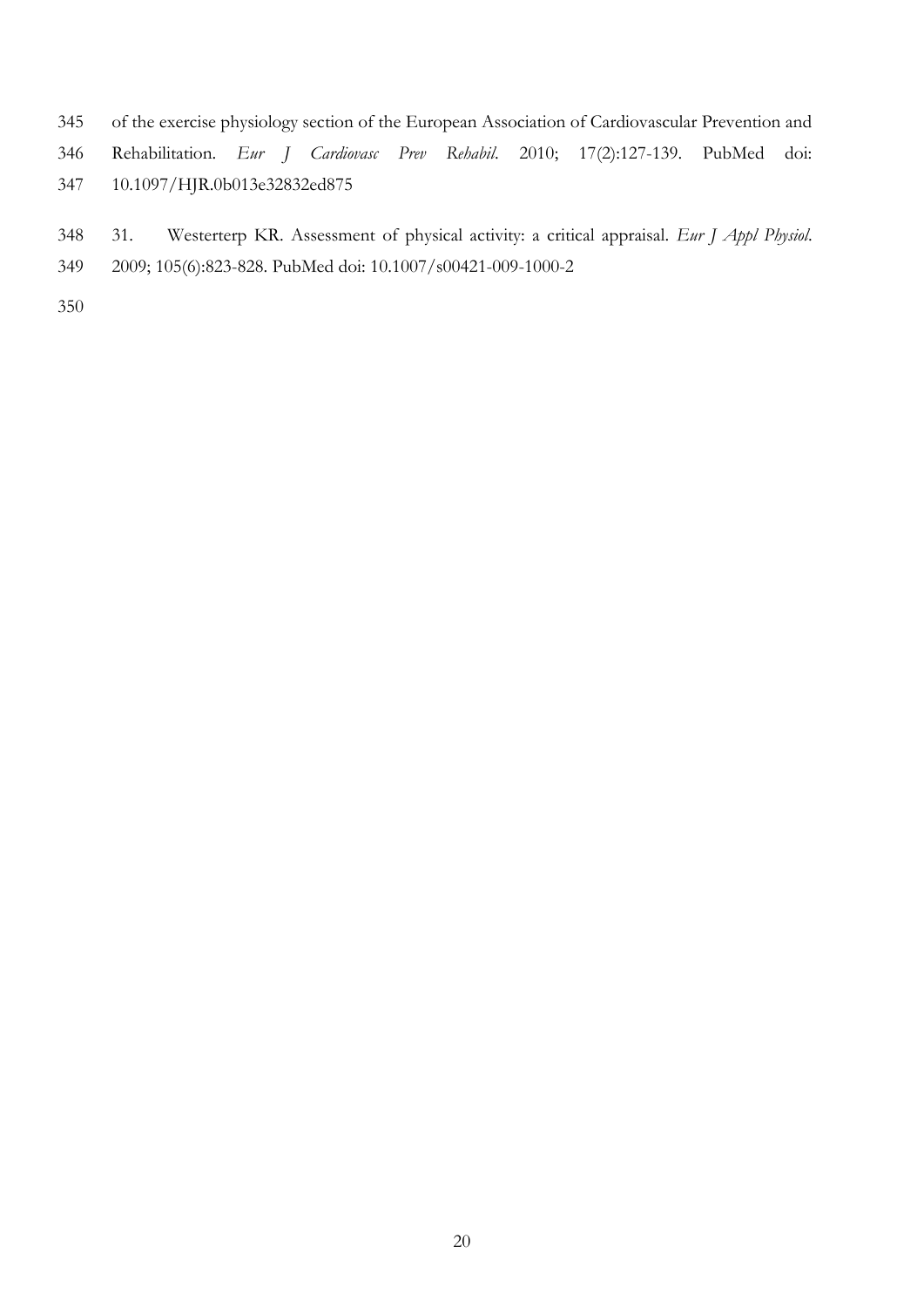of the exercise physiology section of the European Association of Cardiovascular Prevention and Rehabilitation. *Eur J Cardiovasc Prev Rehabil*. 2010; 17(2):127-139. PubMed doi: 10.1097/HJR.0b013e32832ed875

31. Westerterp KR. Assessment of physical activity: a critical appraisal. *Eur J Appl Physiol*. 2009; 105(6):823-828. PubMed doi: 10.1007/s00421-009-1000-2